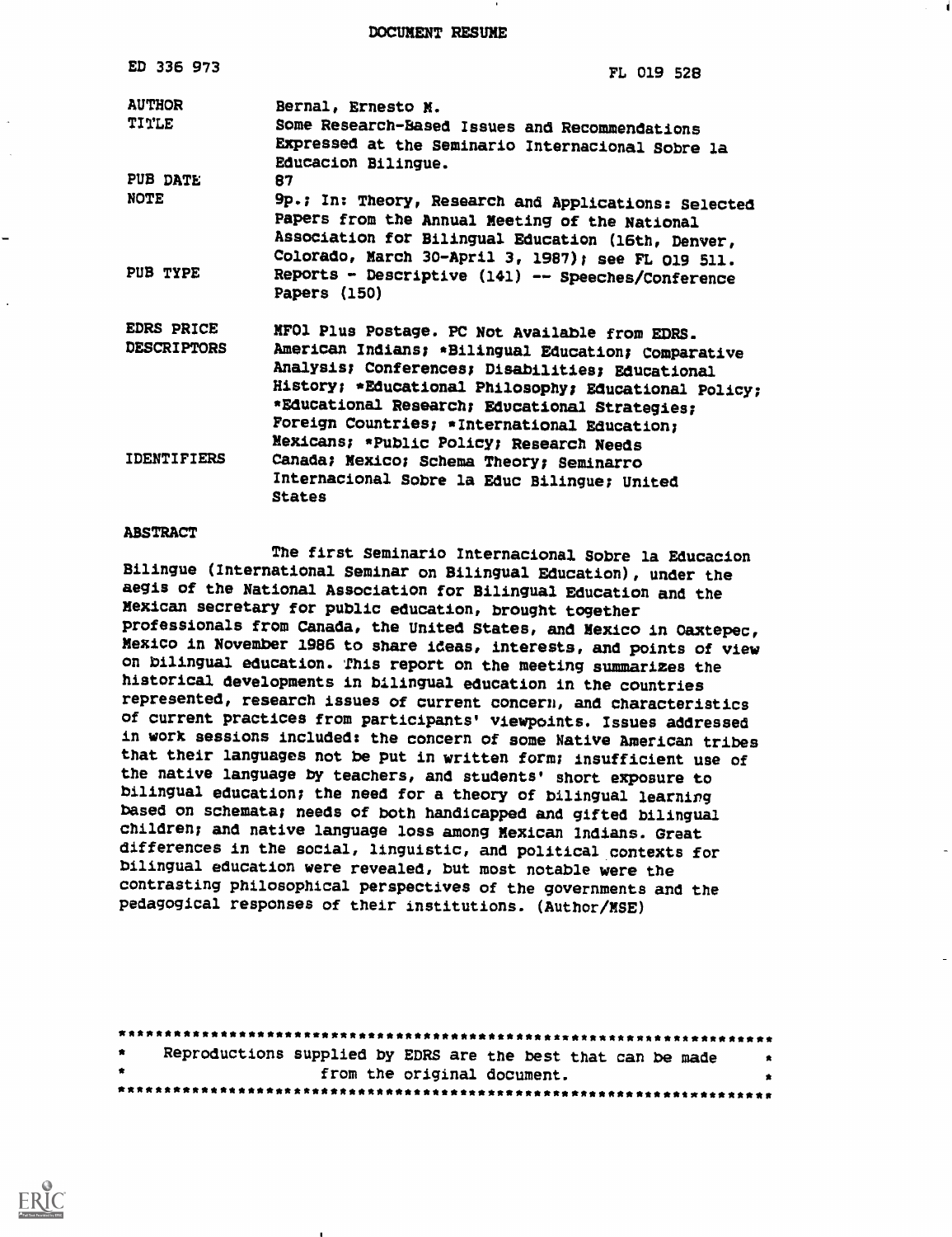DOCUMENT RESUME

| | |
|---|---|
| ED 336 973 | FL 019 528 |
| AUTHOR | Bernal, Ernesto M. |
| TITLE | Some Research-Based Issues and Recommendations Expressed at the Seminario Internacional Sobre la Educacion Bilingue. |
| PUB DATE | 87 |
| NOTE | 9p.; In: Theory, Research and Applications: Selected Papers from the Annual Meeting of the National Association for Bilingual Education (16th, Denver, Colorado, March 30-April 3, 1987); see FL 019 511. |
| PUB TYPE | Reports - Descriptive (141) -- Speeches/Conference Papers (150) |
| EDRS PRICE | MF01 Plus Postage. PC Not Available from EDRS. |
| DESCRIPTORS | American Indians; *Bilingual Education; Comparative Analysis; Conferences; Disabilities; Educational History; *Educational Philosophy; Educational Policy; *Educational Research; Educational Strategies; Foreign Countries; *International Education; Mexicans; *Public Policy; Research Needs |
| IDENTIFIERS | Canada; Mexico; Schema Theory; Seminarro Internacional Sobre la Educ Bilingue; United States |

ABSTRACT

The first Seminario Internacional Sobre la Educacion Bilingue (International Seminar on Bilingual Education), under the aegis of the National Association for Bilingual Education and the Mexican secretary for public education, brought together professionals from Canada, the United States, and Mexico in Oaxtepec, Mexico in November 1986 to share ideas, interests, and points of view on bilingual education. This report on the meeting summarizes the historical developments in bilingual education in the countries represented, research issues of current concern, and characteristics of current practices from participants' viewpoints. Issues addressed in work sessions included: the concern of some Native American tribes that their languages not be put in written form; insufficient use of the native language by teachers, and students' short exposure to bilingual education; the need for a theory of bilingual learning based on schemata; needs of both handicapped and gifted bilingual children; and native language loss among Mexican Indians. Great differences in the social, linguistic, and political contexts for bilingual education were revealed, but most notable were the contrasting philosophical perspectives of the governments and the pedagogical responses of their institutions. (Author/MSE)

***********************************************************************
* Reproductions supplied by EDRS are the best that can be made *
* from the original document. *
***********************************************************************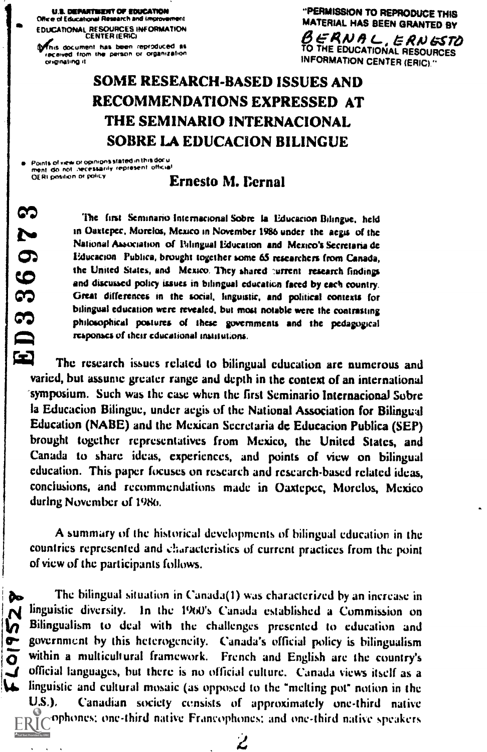U.S. DEPARTMENT OF EDUCATION
Office of Educational Research and Improvement
EDUCATIONAL RESOURCES INFORMATION CENTER (ERIC)

This document has been reproduced as received from the person or organization originating it

Points of view or opinions stated in this document do not necessarily represent official OERI position or policy

"PERMISSION TO REPRODUCE THIS MATERIAL HAS BEEN GRANTED BY
BERNAL, ERNESTO
TO THE EDUCATIONAL RESOURCES INFORMATION CENTER (ERIC)."

# SOME RESEARCH-BASED ISSUES AND RECOMMENDATIONS EXPRESSED AT THE SEMINARIO INTERNACIONAL SOBRE LA EDUCACION BILINGUE

**Ernesto M. Bernal**

ED336973

The first Seminario Internacional Sobre la Educacion Bilingue, held in Oaxtepec, Morelos, Mexico in November 1986 under the aegis of the National Association of Bilingual Education and Mexico's Secretaria de Educacion Publica, brought together some 65 researchers from Canada, the United States, and Mexico. They shared current research findings and discussed policy issues in bilingual education faced by each country. Great differences in the social, linguistic, and political contexts for bilingual education were revealed, but most notable were the contrasting philosophical postures of these governments and the pedagogical responses of their educational institutions.

The research issues related to bilingual education are numerous and varied, but assume greater range and depth in the context of an international symposium. Such was the case when the first Seminario Internacional Sobre la Educacion Bilingue, under aegis of the National Association for Bilingual Education (NABE) and the Mexican Secretaria de Educacion Publica (SEP) brought together representatives from Mexico, the United States, and Canada to share ideas, experiences, and points of view on bilingual education. This paper focuses on research and research-based related ideas, conclusions, and recommendations made in Oaxtepec, Morelos, Mexico during November of 1986.

A summary of the historical developments of bilingual education in the countries represented and characteristics of current practices from the point of view of the participants follows.

FL019528

The bilingual situation in Canada(1) was characterized by an increase in linguistic diversity. In the 1960's Canada established a Commission on Bilingualism to deal with the challenges presented to education and government by this heterogeneity. Canada's official policy is bilingualism within a multicultural framework. French and English are the country's official languages, but there is no official culture. Canada views itself as a linguistic and cultural mosaic (as opposed to the "melting pot" notion in the U.S.). Canadian society consists of approximately one-third native Anglophones; one-third native Francophones; and one-third native speakers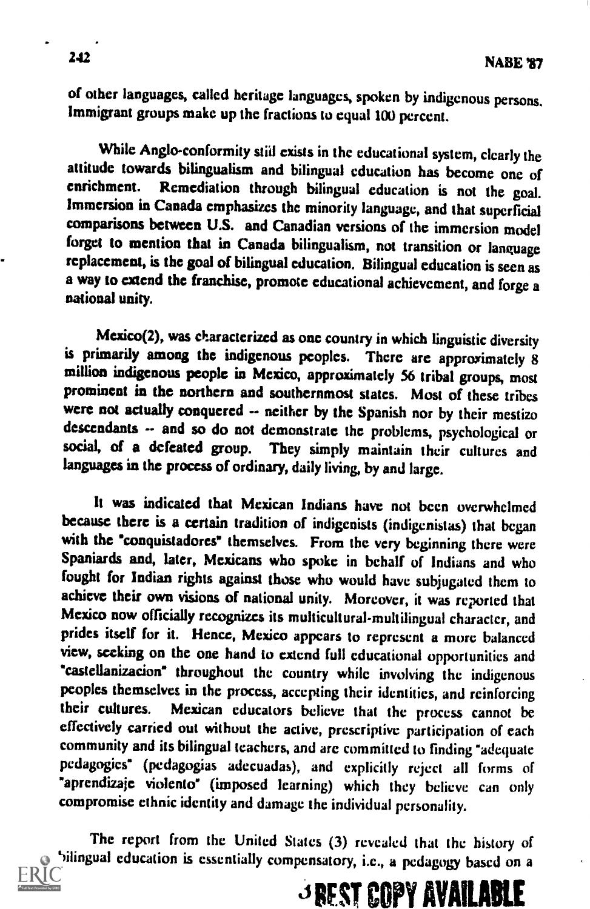of other languages, called heritage languages, spoken by indigenous persons. Immigrant groups make up the fractions to equal 100 percent.

While Anglo-conformity still exists in the educational system, clearly the attitude towards bilingualism and bilingual education has become one of enrichment. Remediation through bilingual education is not the goal. Immersion in Canada emphasizes the minority language, and that superficial comparisons between U.S. and Canadian versions of the immersion model forget to mention that in Canada bilingualism, not transition or language replacement, is the goal of bilingual education. Bilingual education is seen as a way to extend the franchise, promote educational achievement, and forge a national unity.

Mexico(2), was characterized as one country in which linguistic diversity is primarily among the indigenous peoples. There are approximately 8 million indigenous people in Mexico, approximately 56 tribal groups, most prominent in the northern and southernmost states. Most of these tribes were not actually conquered -- neither by the Spanish nor by their mestizo descendants -- and so do not demonstrate the problems, psychological or social, of a defeated group. They simply maintain their cultures and languages in the process of ordinary, daily living, by and large.

It was indicated that Mexican Indians have not been overwhelmed because there is a certain tradition of indigenists (indigenistas) that began with the "conquistadores" themselves. From the very beginning there were Spaniards and, later, Mexicans who spoke in behalf of Indians and who fought for Indian rights against those who would have subjugated them to achieve their own visions of national unity. Moreover, it was reported that Mexico now officially recognizes its multicultural-multilingual character, and prides itself for it. Hence, Mexico appears to represent a more balanced view, seeking on the one hand to extend full educational opportunities and "castellanizacion" throughout the country while involving the indigenous peoples themselves in the process, accepting their identities, and reinforcing their cultures. Mexican educators believe that the process cannot be effectively carried out without the active, prescriptive participation of each community and its bilingual teachers, and are committed to finding "adequate pedagogies" (pedagogias adecuadas), and explicitly reject all forms of "aprendizaje violento" (imposed learning) which they believe can only compromise ethnic identity and damage the individual personality.

The report from the United States (3) revealed that the history of bilingual education is essentially compensatory, i.e., a pedagogy based on a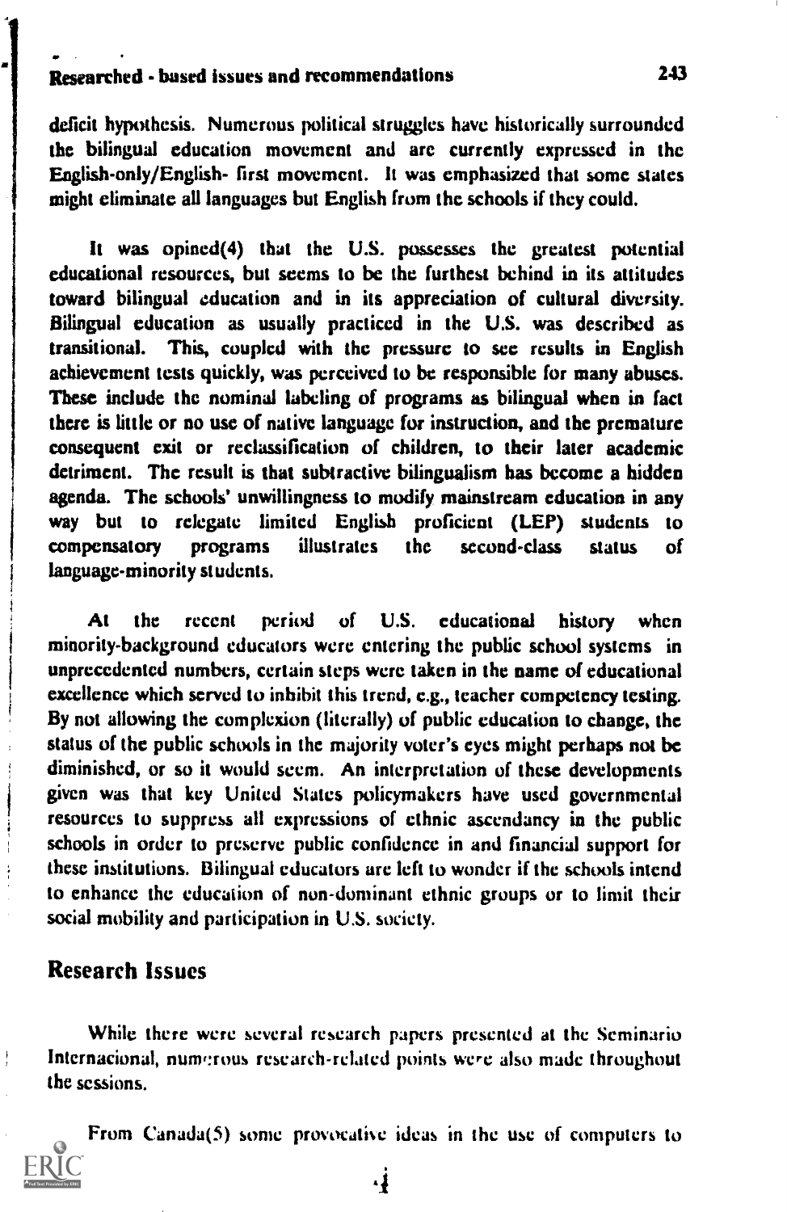deficit hypothesis. Numerous political struggles have historically surrounded the bilingual education movement and are currently expressed in the English-only/English- first movement. It was emphasized that some states might eliminate all languages but English from the schools if they could.

It was opined(4) that the U.S. possesses the greatest potential educational resources, but seems to be the furthest behind in its attitudes toward bilingual education and in its appreciation of cultural diversity. Bilingual education as usually practiced in the U.S. was described as transitional. This, coupled with the pressure to see results in English achievement tests quickly, was perceived to be responsible for many abuses. These include the nominal labeling of programs as bilingual when in fact there is little or no use of native language for instruction, and the premature consequent exit or reclassification of children, to their later academic detriment. The result is that subtractive bilingualism has become a hidden agenda. The schools' unwillingness to modify mainstream education in any way but to relegate limited English proficient (LEP) students to compensatory programs illustrates the second-class status of language-minority students.

At the recent period of U.S. educational history when minority-background educators were entering the public school systems in unprecedented numbers, certain steps were taken in the name of educational excellence which served to inhibit this trend, e.g., teacher competency testing. By not allowing the complexion (literally) of public education to change, the status of the public schools in the majority voter's eyes might perhaps not be diminished, or so it would seem. An interpretation of these developments given was that key United States policymakers have used governmental resources to suppress all expressions of ethnic ascendancy in the public schools in order to preserve public confidence in and financial support for these institutions. Bilingual educators are left to wonder if the schools intend to enhance the education of non-dominant ethnic groups or to limit their social mobility and participation in U.S. society.

## Research Issues

While there were several research papers presented at the Seminario Internacional, numerous research-related points were also made throughout the sessions.

From Canada(5) some provocative ideas in the use of computers to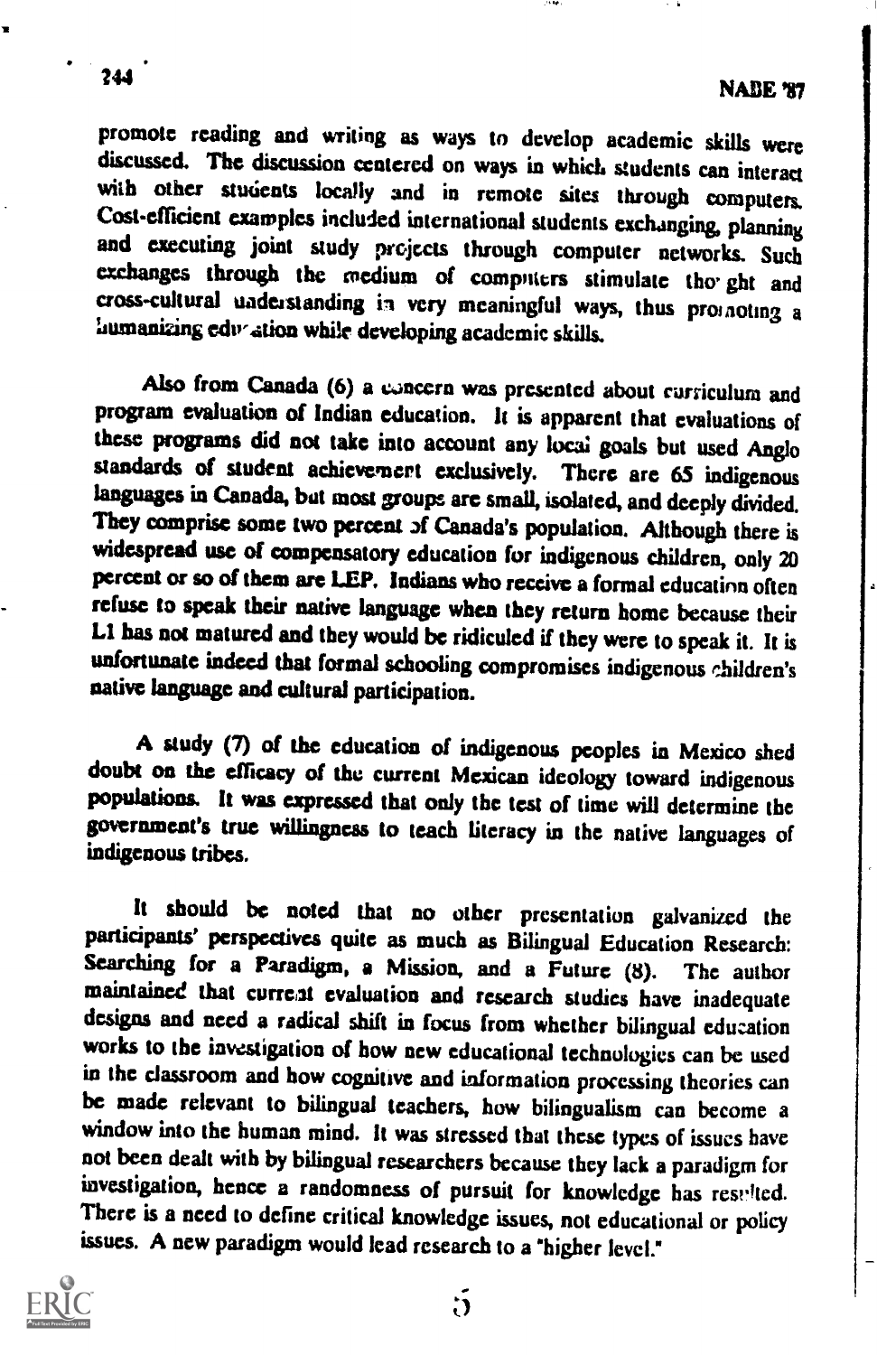promote reading and writing as ways to develop academic skills were discussed. The discussion centered on ways in which students can interact with other students locally and in remote sites through computers. Cost-efficient examples included international students exchanging, planning and executing joint study projects through computer networks. Such exchanges through the medium of computers stimulate thought and cross-cultural understanding in very meaningful ways, thus promoting a humanizing education while developing academic skills.

Also from Canada (6) a concern was presented about curriculum and program evaluation of Indian education. It is apparent that evaluations of these programs did not take into account any local goals but used Anglo standards of student achievement exclusively. There are 65 indigenous languages in Canada, but most groups are small, isolated, and deeply divided. They comprise some two percent of Canada's population. Although there is widespread use of compensatory education for indigenous children, only 20 percent or so of them are LEP. Indians who receive a formal education often refuse to speak their native language when they return home because their L1 has not matured and they would be ridiculed if they were to speak it. It is unfortunate indeed that formal schooling compromises indigenous children's native language and cultural participation.

A study (7) of the education of indigenous peoples in Mexico shed doubt on the efficacy of the current Mexican ideology toward indigenous populations. It was expressed that only the test of time will determine the government's true willingness to teach literacy in the native languages of indigenous tribes.

It should be noted that no other presentation galvanized the participants' perspectives quite as much as Bilingual Education Research: Searching for a Paradigm, a Mission, and a Future (8). The author maintained that current evaluation and research studies have inadequate designs and need a radical shift in focus from whether bilingual education works to the investigation of how new educational technologies can be used in the classroom and how cognitive and information processing theories can be made relevant to bilingual teachers, how bilingualism can become a window into the human mind. It was stressed that these types of issues have not been dealt with by bilingual researchers because they lack a paradigm for investigation, hence a randomness of pursuit for knowledge has resulted. There is a need to define critical knowledge issues, not educational or policy issues. A new paradigm would lead research to a "higher level."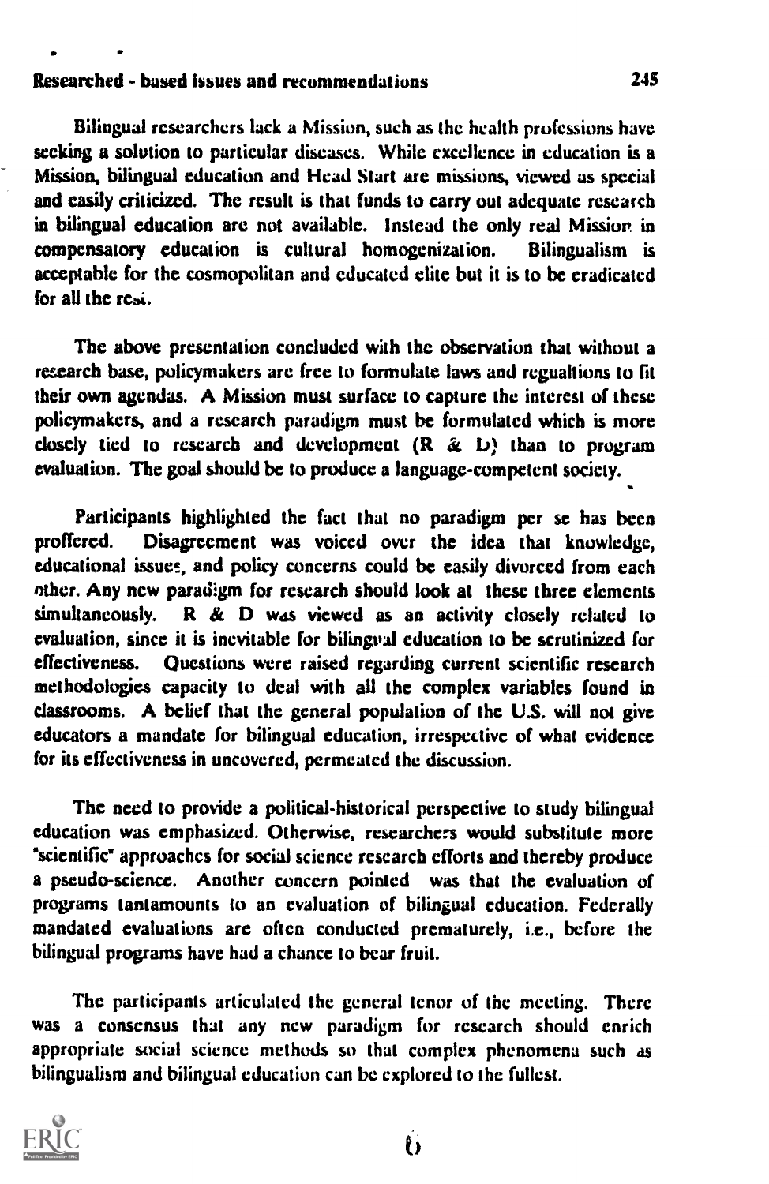Bilingual researchers lack a Mission, such as the health professions have seeking a solution to particular diseases. While excellence in education is a Mission, bilingual education and Head Start are missions, viewed as special and easily criticized. The result is that funds to carry out adequate research in bilingual education are not available. Instead the only real Mission in compensatory education is cultural homogenization. Bilingualism is acceptable for the cosmopolitan and educated elite but it is to be eradicated for all the rest.

The above presentation concluded with the observation that without a research base, policymakers are free to formulate laws and regualtions to fit their own agendas. A Mission must surface to capture the interest of these policymakers, and a research paradigm must be formulated which is more closely tied to research and development (R & D) than to program evaluation. The goal should be to produce a language-competent society.

Participants highlighted the fact that no paradigm per se has been proffered. Disagreement was voiced over the idea that knowledge, educational issues, and policy concerns could be easily divorced from each other. Any new paradigm for research should look at these three elements simultaneously. R & D was viewed as an activity closely related to evaluation, since it is inevitable for bilingual education to be scrutinized for effectiveness. Questions were raised regarding current scientific research methodologies capacity to deal with all the complex variables found in classrooms. A belief that the general population of the U.S. will not give educators a mandate for bilingual education, irrespective of what evidence for its effectiveness in uncovered, permeated the discussion.

The need to provide a political-historical perspective to study bilingual education was emphasized. Otherwise, researchers would substitute more "scientific" approaches for social science research efforts and thereby produce a pseudo-science. Another concern pointed was that the evaluation of programs tantamounts to an evaluation of bilingual education. Federally mandated evaluations are often conducted prematurely, i.e., before the bilingual programs have had a chance to bear fruit.

The participants articulated the general tenor of the meeting. There was a consensus that any new paradigm for research should enrich appropriate social science methods so that complex phenomena such as bilingualism and bilingual education can be explored to the fullest.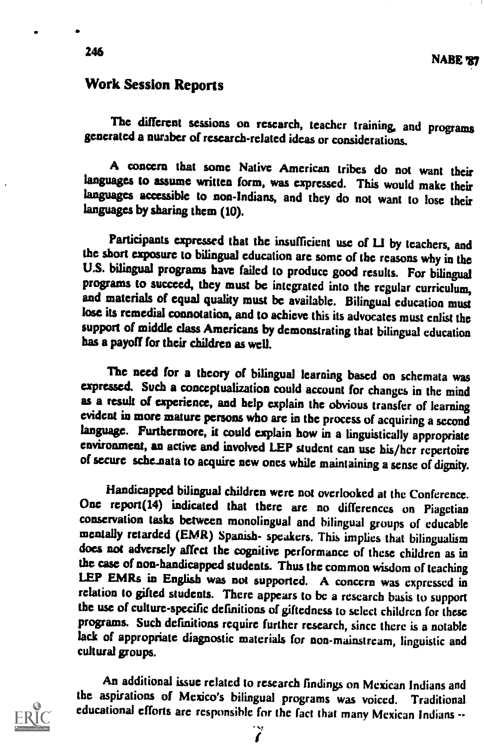## Work Session Reports

The different sessions on research, teacher training, and programs generated a number of research-related ideas or considerations.

A concern that some Native American tribes do not want their languages to assume written form, was expressed. This would make their languages accessible to non-Indians, and they do not want to lose their languages by sharing them (10).

Participants expressed that the insufficient use of L1 by teachers, and the short exposure to bilingual education are some of the reasons why in the U.S. bilingual programs have failed to produce good results. For bilingual programs to succeed, they must be integrated into the regular curriculum, and materials of equal quality must be available. Bilingual education must lose its remedial connotation, and to achieve this its advocates must enlist the support of middle class Americans by demonstrating that bilingual education has a payoff for their children as well.

The need for a theory of bilingual learning based on schemata was expressed. Such a conceptualization could account for changes in the mind as a result of experience, and help explain the obvious transfer of learning evident in more mature persons who are in the process of acquiring a second language. Furthermore, it could explain how in a linguistically appropriate environment, an active and involved LEP student can use his/her repertoire of secure schemata to acquire new ones while maintaining a sense of dignity.

Handicapped bilingual children were not overlooked at the Conference. One report(14) indicated that there are no differences on Piagetian conservation tasks between monolingual and bilingual groups of educable mentally retarded (EMR) Spanish- speakers. This implies that bilingualism does not adversely affect the cognitive performance of these children as in the case of non-handicapped students. Thus the common wisdom of teaching LEP EMRs in English was not supported. A concern was expressed in relation to gifted students. There appears to be a research basis to support the use of culture-specific definitions of giftedness to select children for these programs. Such definitions require further research, since there is a notable lack of appropriate diagnostic materials for non-mainstream, linguistic and cultural groups.

An additional issue related to research findings on Mexican Indians and the aspirations of Mexico's bilingual programs was voiced. Traditional educational efforts are responsible for the fact that many Mexican Indians --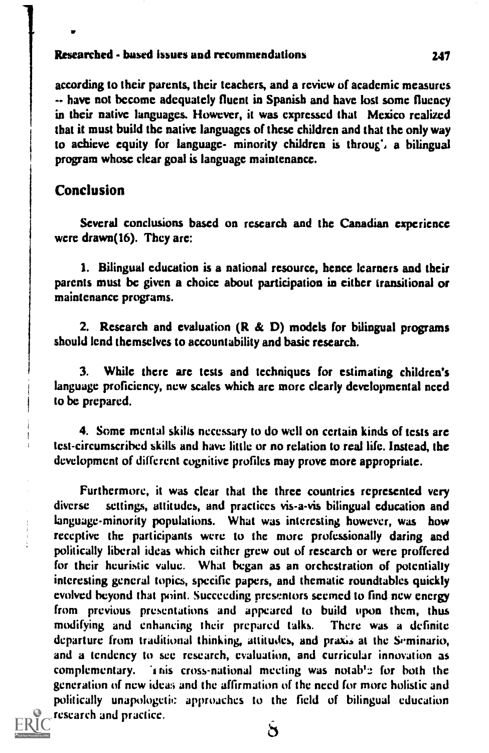according to their parents, their teachers, and a review of academic measures -- have not become adequately fluent in Spanish and have lost some fluency in their native languages. However, it was expressed that Mexico realized that it must build the native languages of these children and that the only way to achieve equity for language- minority children is throug', a bilingual program whose clear goal is language maintenance.

## Conclusion

Several conclusions based on research and the Canadian experience were drawn(16). They are:

1. Bilingual education is a national resource, hence learners and their parents must be given a choice about participation in either transitional or maintenance programs.

2. Research and evaluation (R & D) models for bilingual programs should lend themselves to accountability and basic research.

3. While there are tests and techniques for estimating children's language proficiency, new scales which are more clearly developmental need to be prepared.

4. Some mental skills necessary to do well on certain kinds of tests are test-circumscribed skills and have little or no relation to real life. Instead, the development of different cognitive profiles may prove more appropriate.

Furthermore, it was clear that the three countries represented very diverse settings, attitudes, and practices vis-a-vis bilingual education and language-minority populations. What was interesting however, was how receptive the participants were to the more professionally daring and politically liberal ideas which either grew out of research or were proffered for their heuristic value. What began as an orchestration of potentially interesting general topics, specific papers, and thematic roundtables quickly evolved beyond that point. Succeeding presentors seemed to find new energy from previous presentations and appeared to build upon them, thus modifying and enhancing their prepared talks. There was a definite departure from traditional thinking, attitudes, and praxis at the Seminario, and a tendency to see research, evaluation, and curricular innovation as complementary. This cross-national meeting was notable for both the generation of new ideas and the affirmation of the need for more holistic and politically unapologetic approaches to the field of bilingual education research and practice.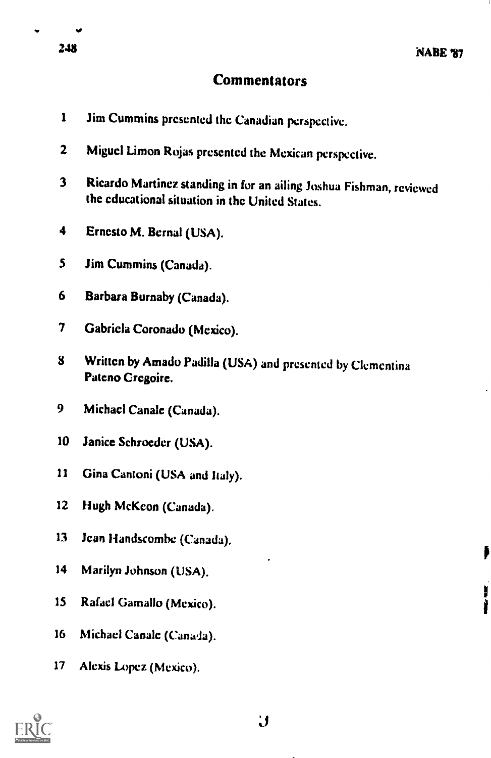## Commentators

1 Jim Cummins presented the Canadian perspective.

2 Miguel Limon Rojas presented the Mexican perspective.

3 Ricardo Martinez standing in for an ailing Joshua Fishman, reviewed the educational situation in the United States.

4 Ernesto M. Bernal (USA).

5 Jim Cummins (Canada).

6 Barbara Burnaby (Canada).

7 Gabriela Coronado (Mexico).

8 Written by Amado Padilla (USA) and presented by Clementina Pateno Cregoire.

9 Michael Canale (Canada).

10 Janice Schroeder (USA).

11 Gina Cantoni (USA and Italy).

12 Hugh McKeon (Canada).

13 Jean Handscombe (Canada).

14 Marilyn Johnson (USA).

15 Rafael Gamallo (Mexico).

16 Michael Canale (Canada).

17 Alexis Lopez (Mexico).